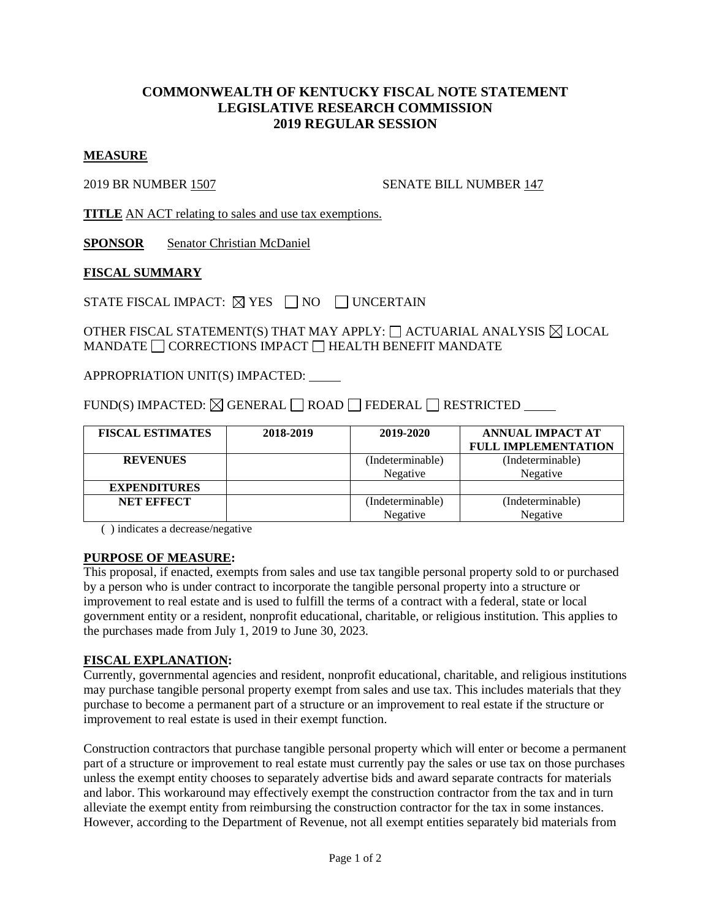# COMMONWEALTH OF KENTUCKY FISCAL NOTE STATEMENT
# LEGISLATIVE RESEARCH COMMISSION
# 2019 REGULAR SESSION

**MEASURE**

2019 BR NUMBER 1507 SENATE BILL NUMBER 147

**TITLE** AN ACT relating to sales and use tax exemptions.

**SPONSOR** Senator Christian McDaniel

**FISCAL SUMMARY**

STATE FISCAL IMPACT: ☒ YES ☐ NO ☐ UNCERTAIN

OTHER FISCAL STATEMENT(S) THAT MAY APPLY: ☐ ACTUARIAL ANALYSIS ☒ LOCAL MANDATE ☐ CORRECTIONS IMPACT ☐ HEALTH BENEFIT MANDATE

APPROPRIATION UNIT(S) IMPACTED: _____

FUND(S) IMPACTED: ☒ GENERAL ☐ ROAD ☐ FEDERAL ☐ RESTRICTED _____

| FISCAL ESTIMATES | 2018-2019 | 2019-2020 | ANNUAL IMPACT AT FULL IMPLEMENTATION |
|---|---|---|---|
| REVENUES | | (Indeterminable) Negative | (Indeterminable) Negative |
| EXPENDITURES | | | |
| NET EFFECT | | (Indeterminable) Negative | (Indeterminable) Negative |

( ) indicates a decrease/negative

**PURPOSE OF MEASURE:**
This proposal, if enacted, exempts from sales and use tax tangible personal property sold to or purchased by a person who is under contract to incorporate the tangible personal property into a structure or improvement to real estate and is used to fulfill the terms of a contract with a federal, state or local government entity or a resident, nonprofit educational, charitable, or religious institution. This applies to the purchases made from July 1, 2019 to June 30, 2023.

**FISCAL EXPLANATION:**
Currently, governmental agencies and resident, nonprofit educational, charitable, and religious institutions may purchase tangible personal property exempt from sales and use tax. This includes materials that they purchase to become a permanent part of a structure or an improvement to real estate if the structure or improvement to real estate is used in their exempt function.

Construction contractors that purchase tangible personal property which will enter or become a permanent part of a structure or improvement to real estate must currently pay the sales or use tax on those purchases unless the exempt entity chooses to separately advertise bids and award separate contracts for materials and labor. This workaround may effectively exempt the construction contractor from the tax and in turn alleviate the exempt entity from reimbursing the construction contractor for the tax in some instances. However, according to the Department of Revenue, not all exempt entities separately bid materials from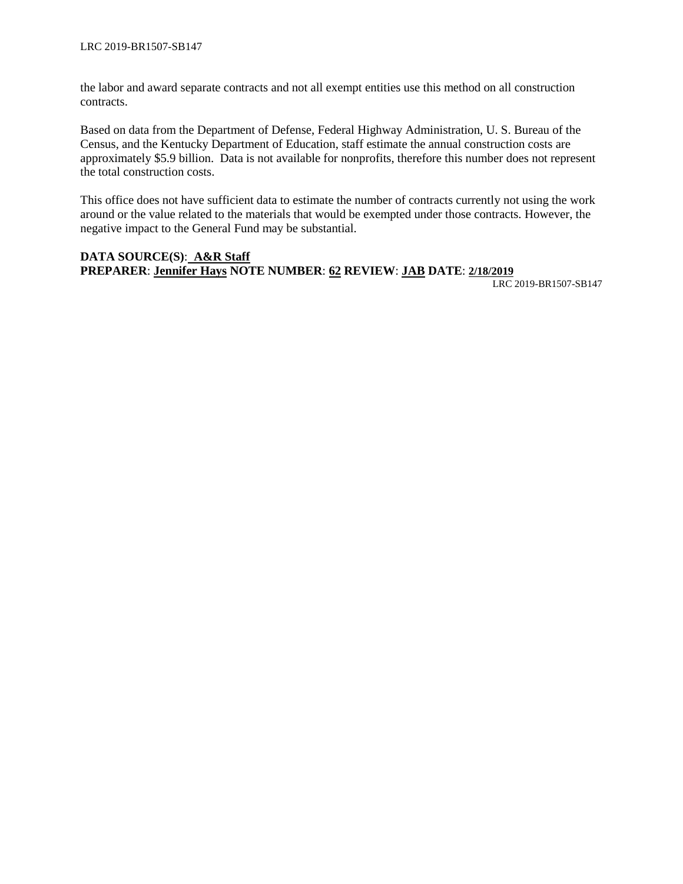the labor and award separate contracts and not all exempt entities use this method on all construction contracts.

Based on data from the Department of Defense, Federal Highway Administration, U. S. Bureau of the Census, and the Kentucky Department of Education, staff estimate the annual construction costs are approximately $5.9 billion. Data is not available for nonprofits, therefore this number does not represent the total construction costs.

This office does not have sufficient data to estimate the number of contracts currently not using the work around or the value related to the materials that would be exempted under those contracts. However, the negative impact to the General Fund may be substantial.

**DATA SOURCE(S)**: **A&R Staff**
**PREPARER**: **Jennifer Hays** **NOTE NUMBER**: **62** **REVIEW**: **JAB** **DATE**: **2/18/2019**